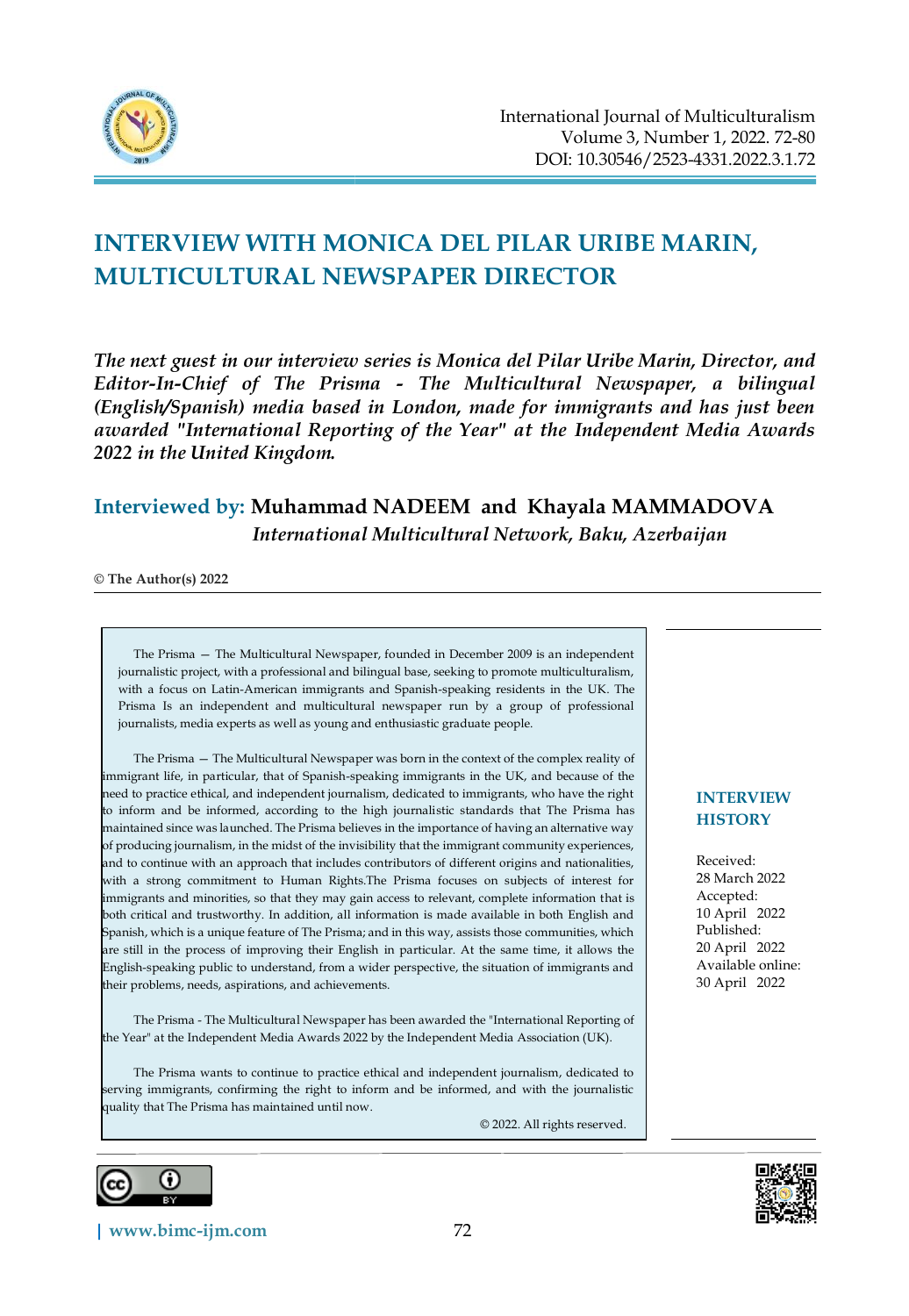# INTERVIEW WITH MONICA DEL PILAR URIBE MARIN, MULTICULTURAL NEWSPAPER DIRECTOR

***The next guest in our interview series is Monica del Pilar Uribe Marin, Director, and Editor-In-Chief of The Prisma - The Multicultural Newspaper, a bilingual (English/Spanish) media based in London, made for immigrants and has just been awarded "International Reporting of the Year" at the Independent Media Awards 2022 in the United Kingdom.***

**Interviewed by: Muhammad NADEEM and Khayala MAMMADOVA**
*International Multicultural Network, Baku, Azerbaijan*

**© The Author(s) 2022**

The Prisma — The Multicultural Newspaper, founded in December 2009 is an independent journalistic project, with a professional and bilingual base, seeking to promote multiculturalism, with a focus on Latin-American immigrants and Spanish-speaking residents in the UK. The Prisma Is an independent and multicultural newspaper run by a group of professional journalists, media experts as well as young and enthusiastic graduate people.

The Prisma — The Multicultural Newspaper was born in the context of the complex reality of immigrant life, in particular, that of Spanish-speaking immigrants in the UK, and because of the need to practice ethical, and independent journalism, dedicated to immigrants, who have the right to inform and be informed, according to the high journalistic standards that The Prisma has maintained since was launched. The Prisma believes in the importance of having an alternative way of producing journalism, in the midst of the invisibility that the immigrant community experiences, and to continue with an approach that includes contributors of different origins and nationalities, with a strong commitment to Human Rights.The Prisma focuses on subjects of interest for immigrants and minorities, so that they may gain access to relevant, complete information that is both critical and trustworthy. In addition, all information is made available in both English and Spanish, which is a unique feature of The Prisma; and in this way, assists those communities, which are still in the process of improving their English in particular. At the same time, it allows the English-speaking public to understand, from a wider perspective, the situation of immigrants and their problems, needs, aspirations, and achievements.

The Prisma - The Multicultural Newspaper has been awarded the "International Reporting of the Year" at the Independent Media Awards 2022 by the Independent Media Association (UK).

The Prisma wants to continue to practice ethical and independent journalism, dedicated to serving immigrants, confirming the right to inform and be informed, and with the journalistic quality that The Prisma has maintained until now.

© 2022. All rights reserved.

**INTERVIEW HISTORY**

Received:
28 March 2022
Accepted:
10 April 2022
Published:
20 April 2022
Available online:
30 April 2022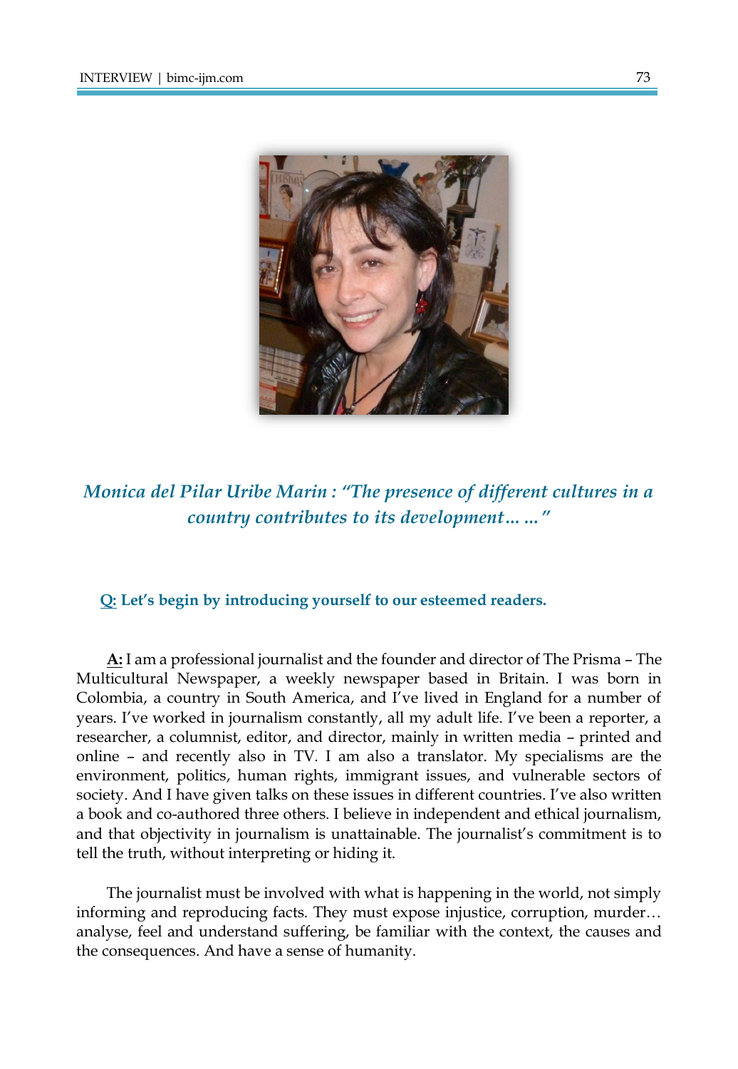## *Monica del Pilar Uribe Marin : "The presence of different cultures in a country contributes to its development… …"*

**Q: Let's begin by introducing yourself to our esteemed readers.**

**A:** I am a professional journalist and the founder and director of The Prisma – The Multicultural Newspaper, a weekly newspaper based in Britain. I was born in Colombia, a country in South America, and I've lived in England for a number of years. I've worked in journalism constantly, all my adult life. I've been a reporter, a researcher, a columnist, editor, and director, mainly in written media – printed and online – and recently also in TV. I am also a translator. My specialisms are the environment, politics, human rights, immigrant issues, and vulnerable sectors of society. And I have given talks on these issues in different countries. I've also written a book and co-authored three others. I believe in independent and ethical journalism, and that objectivity in journalism is unattainable. The journalist's commitment is to tell the truth, without interpreting or hiding it.

The journalist must be involved with what is happening in the world, not simply informing and reproducing facts. They must expose injustice, corruption, murder… analyse, feel and understand suffering, be familiar with the context, the causes and the consequences. And have a sense of humanity.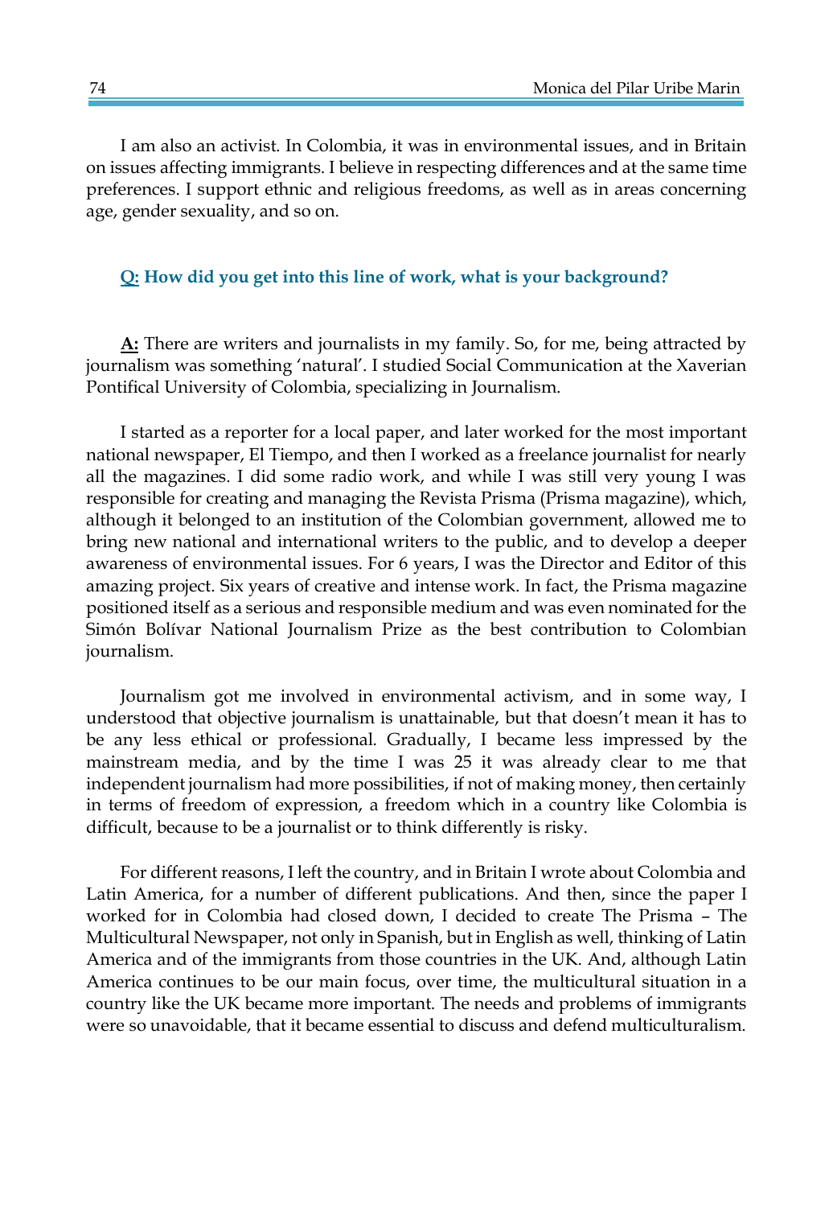I am also an activist. In Colombia, it was in environmental issues, and in Britain on issues affecting immigrants. I believe in respecting differences and at the same time preferences. I support ethnic and religious freedoms, as well as in areas concerning age, gender sexuality, and so on.

**<u>Q:</u> How did you get into this line of work, what is your background?**

**<u>A:</u>** There are writers and journalists in my family. So, for me, being attracted by journalism was something 'natural'. I studied Social Communication at the Xaverian Pontifical University of Colombia, specializing in Journalism.

I started as a reporter for a local paper, and later worked for the most important national newspaper, El Tiempo, and then I worked as a freelance journalist for nearly all the magazines. I did some radio work, and while I was still very young I was responsible for creating and managing the Revista Prisma (Prisma magazine), which, although it belonged to an institution of the Colombian government, allowed me to bring new national and international writers to the public, and to develop a deeper awareness of environmental issues. For 6 years, I was the Director and Editor of this amazing project. Six years of creative and intense work. In fact, the Prisma magazine positioned itself as a serious and responsible medium and was even nominated for the Simón Bolívar National Journalism Prize as the best contribution to Colombian journalism.

Journalism got me involved in environmental activism, and in some way, I understood that objective journalism is unattainable, but that doesn't mean it has to be any less ethical or professional. Gradually, I became less impressed by the mainstream media, and by the time I was 25 it was already clear to me that independent journalism had more possibilities, if not of making money, then certainly in terms of freedom of expression, a freedom which in a country like Colombia is difficult, because to be a journalist or to think differently is risky.

For different reasons, I left the country, and in Britain I wrote about Colombia and Latin America, for a number of different publications. And then, since the paper I worked for in Colombia had closed down, I decided to create The Prisma – The Multicultural Newspaper, not only in Spanish, but in English as well, thinking of Latin America and of the immigrants from those countries in the UK. And, although Latin America continues to be our main focus, over time, the multicultural situation in a country like the UK became more important. The needs and problems of immigrants were so unavoidable, that it became essential to discuss and defend multiculturalism.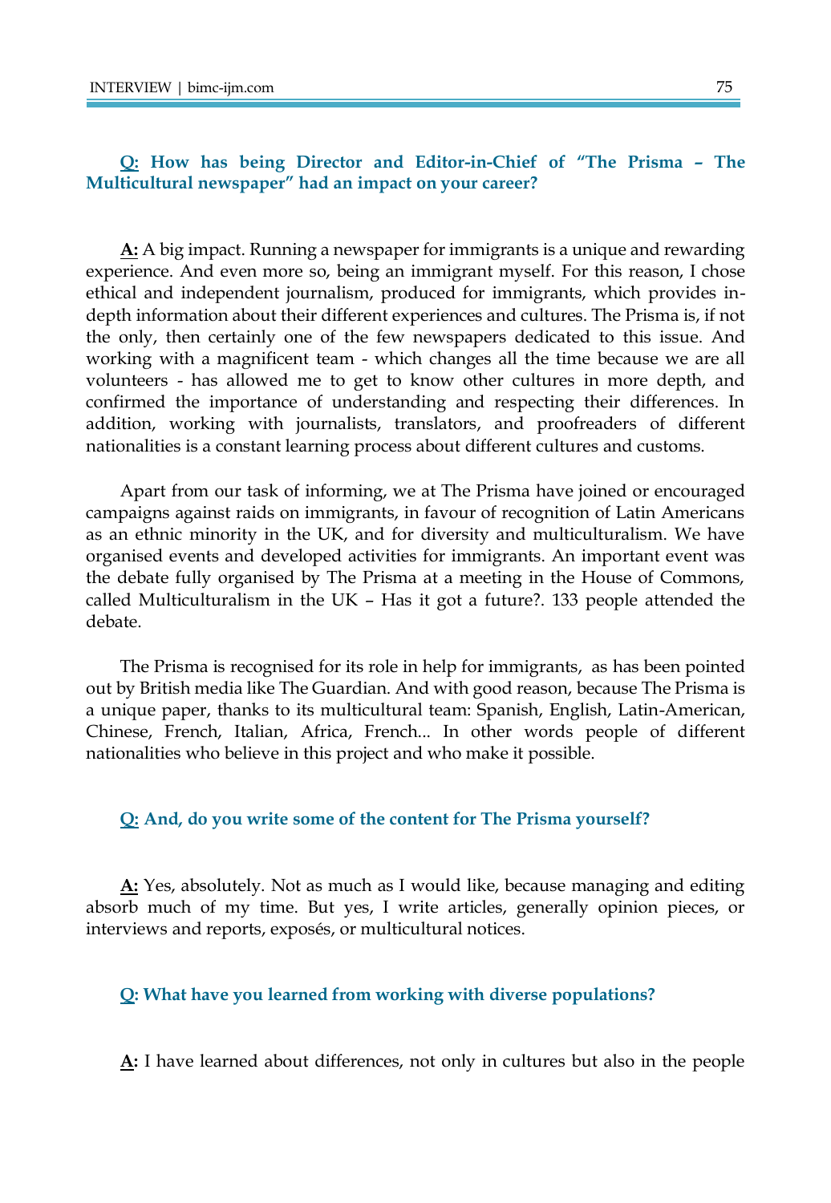**Q: How has being Director and Editor-in-Chief of "The Prisma – The Multicultural newspaper" had an impact on your career?**

**A:** A big impact. Running a newspaper for immigrants is a unique and rewarding experience. And even more so, being an immigrant myself. For this reason, I chose ethical and independent journalism, produced for immigrants, which provides in-depth information about their different experiences and cultures. The Prisma is, if not the only, then certainly one of the few newspapers dedicated to this issue. And working with a magnificent team - which changes all the time because we are all volunteers - has allowed me to get to know other cultures in more depth, and confirmed the importance of understanding and respecting their differences. In addition, working with journalists, translators, and proofreaders of different nationalities is a constant learning process about different cultures and customs.

Apart from our task of informing, we at The Prisma have joined or encouraged campaigns against raids on immigrants, in favour of recognition of Latin Americans as an ethnic minority in the UK, and for diversity and multiculturalism. We have organised events and developed activities for immigrants. An important event was the debate fully organised by The Prisma at a meeting in the House of Commons, called Multiculturalism in the UK – Has it got a future?. 133 people attended the debate.

The Prisma is recognised for its role in help for immigrants, as has been pointed out by British media like The Guardian. And with good reason, because The Prisma is a unique paper, thanks to its multicultural team: Spanish, English, Latin-American, Chinese, French, Italian, Africa, French... In other words people of different nationalities who believe in this project and who make it possible.

**Q: And, do you write some of the content for The Prisma yourself?**

**A:** Yes, absolutely. Not as much as I would like, because managing and editing absorb much of my time. But yes, I write articles, generally opinion pieces, or interviews and reports, exposés, or multicultural notices.

**Q: What have you learned from working with diverse populations?**

**A:** I have learned about differences, not only in cultures but also in the people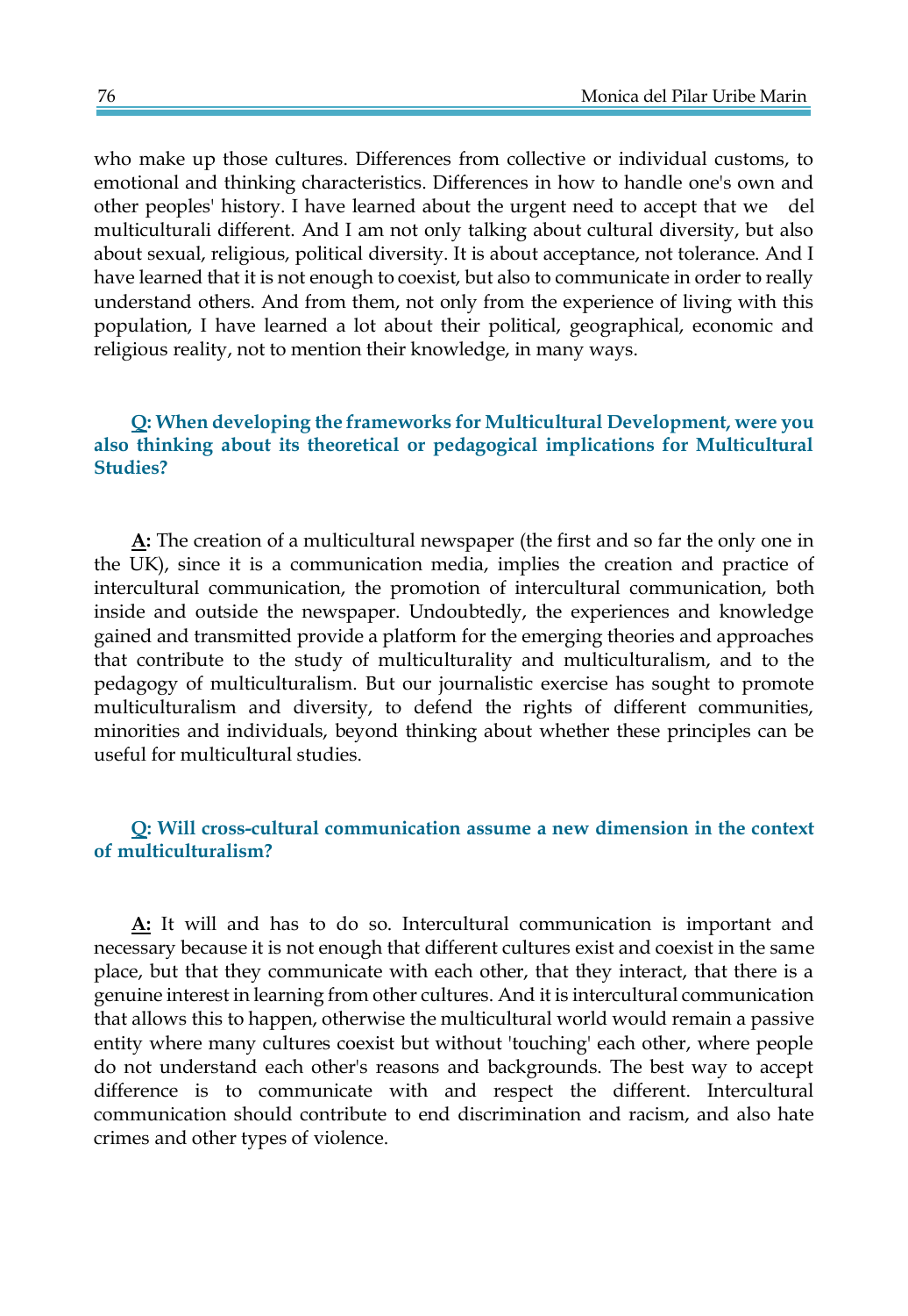who make up those cultures. Differences from collective or individual customs, to emotional and thinking characteristics. Differences in how to handle one's own and other peoples' history. I have learned about the urgent need to accept that we del multiculturali different. And I am not only talking about cultural diversity, but also about sexual, religious, political diversity. It is about acceptance, not tolerance. And I have learned that it is not enough to coexist, but also to communicate in order to really understand others. And from them, not only from the experience of living with this population, I have learned a lot about their political, geographical, economic and religious reality, not to mention their knowledge, in many ways.

**Q: When developing the frameworks for Multicultural Development, were you also thinking about its theoretical or pedagogical implications for Multicultural Studies?**

**A:** The creation of a multicultural newspaper (the first and so far the only one in the UK), since it is a communication media, implies the creation and practice of intercultural communication, the promotion of intercultural communication, both inside and outside the newspaper. Undoubtedly, the experiences and knowledge gained and transmitted provide a platform for the emerging theories and approaches that contribute to the study of multiculturality and multiculturalism, and to the pedagogy of multiculturalism. But our journalistic exercise has sought to promote multiculturalism and diversity, to defend the rights of different communities, minorities and individuals, beyond thinking about whether these principles can be useful for multicultural studies.

**Q: Will cross-cultural communication assume a new dimension in the context of multiculturalism?**

**A:** It will and has to do so. Intercultural communication is important and necessary because it is not enough that different cultures exist and coexist in the same place, but that they communicate with each other, that they interact, that there is a genuine interest in learning from other cultures. And it is intercultural communication that allows this to happen, otherwise the multicultural world would remain a passive entity where many cultures coexist but without 'touching' each other, where people do not understand each other's reasons and backgrounds. The best way to accept difference is to communicate with and respect the different. Intercultural communication should contribute to end discrimination and racism, and also hate crimes and other types of violence.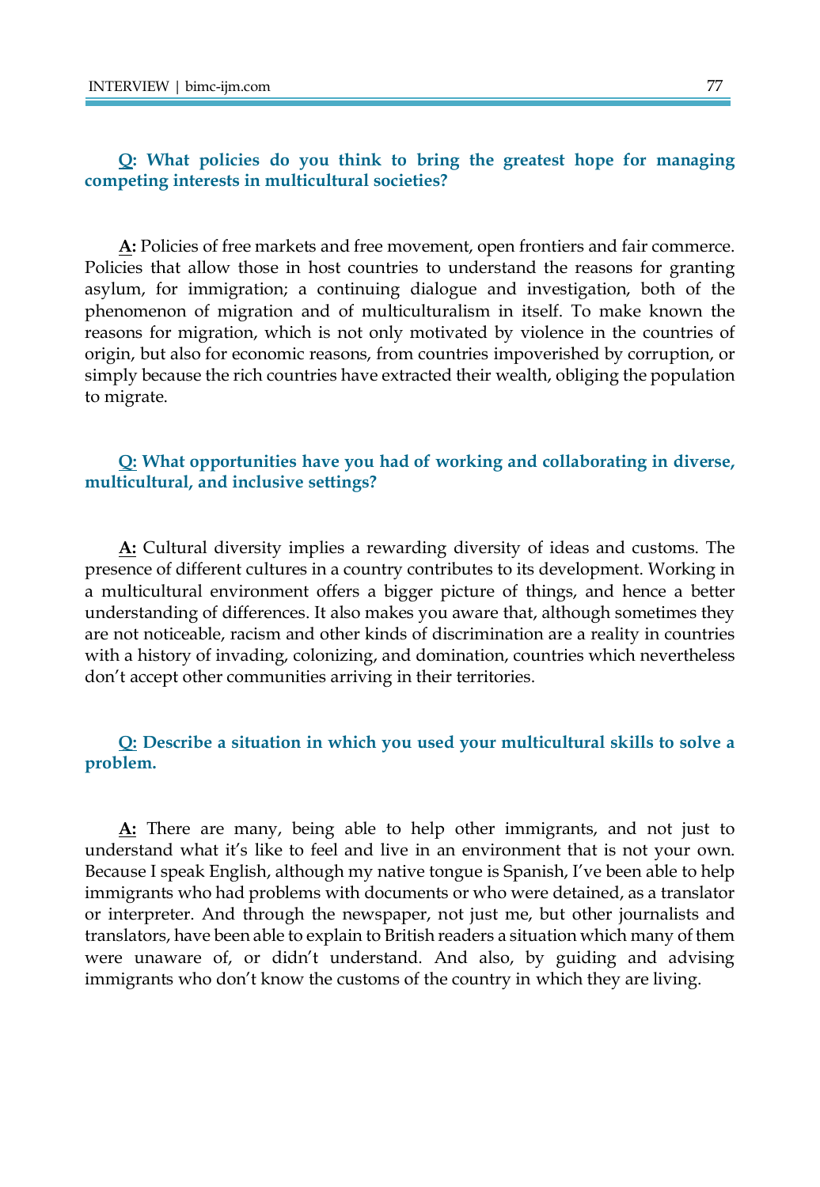**<u>Q</u>: What policies do you think to bring the greatest hope for managing competing interests in multicultural societies?**

**<u>A</u>:** Policies of free markets and free movement, open frontiers and fair commerce. Policies that allow those in host countries to understand the reasons for granting asylum, for immigration; a continuing dialogue and investigation, both of the phenomenon of migration and of multiculturalism in itself. To make known the reasons for migration, which is not only motivated by violence in the countries of origin, but also for economic reasons, from countries impoverished by corruption, or simply because the rich countries have extracted their wealth, obliging the population to migrate.

**<u>Q:</u> What opportunities have you had of working and collaborating in diverse, multicultural, and inclusive settings?**

**<u>A:</u>** Cultural diversity implies a rewarding diversity of ideas and customs. The presence of different cultures in a country contributes to its development. Working in a multicultural environment offers a bigger picture of things, and hence a better understanding of differences. It also makes you aware that, although sometimes they are not noticeable, racism and other kinds of discrimination are a reality in countries with a history of invading, colonizing, and domination, countries which nevertheless don't accept other communities arriving in their territories.

**<u>Q:</u> Describe a situation in which you used your multicultural skills to solve a problem.**

**<u>A:</u>** There are many, being able to help other immigrants, and not just to understand what it's like to feel and live in an environment that is not your own. Because I speak English, although my native tongue is Spanish, I've been able to help immigrants who had problems with documents or who were detained, as a translator or interpreter. And through the newspaper, not just me, but other journalists and translators, have been able to explain to British readers a situation which many of them were unaware of, or didn't understand. And also, by guiding and advising immigrants who don't know the customs of the country in which they are living.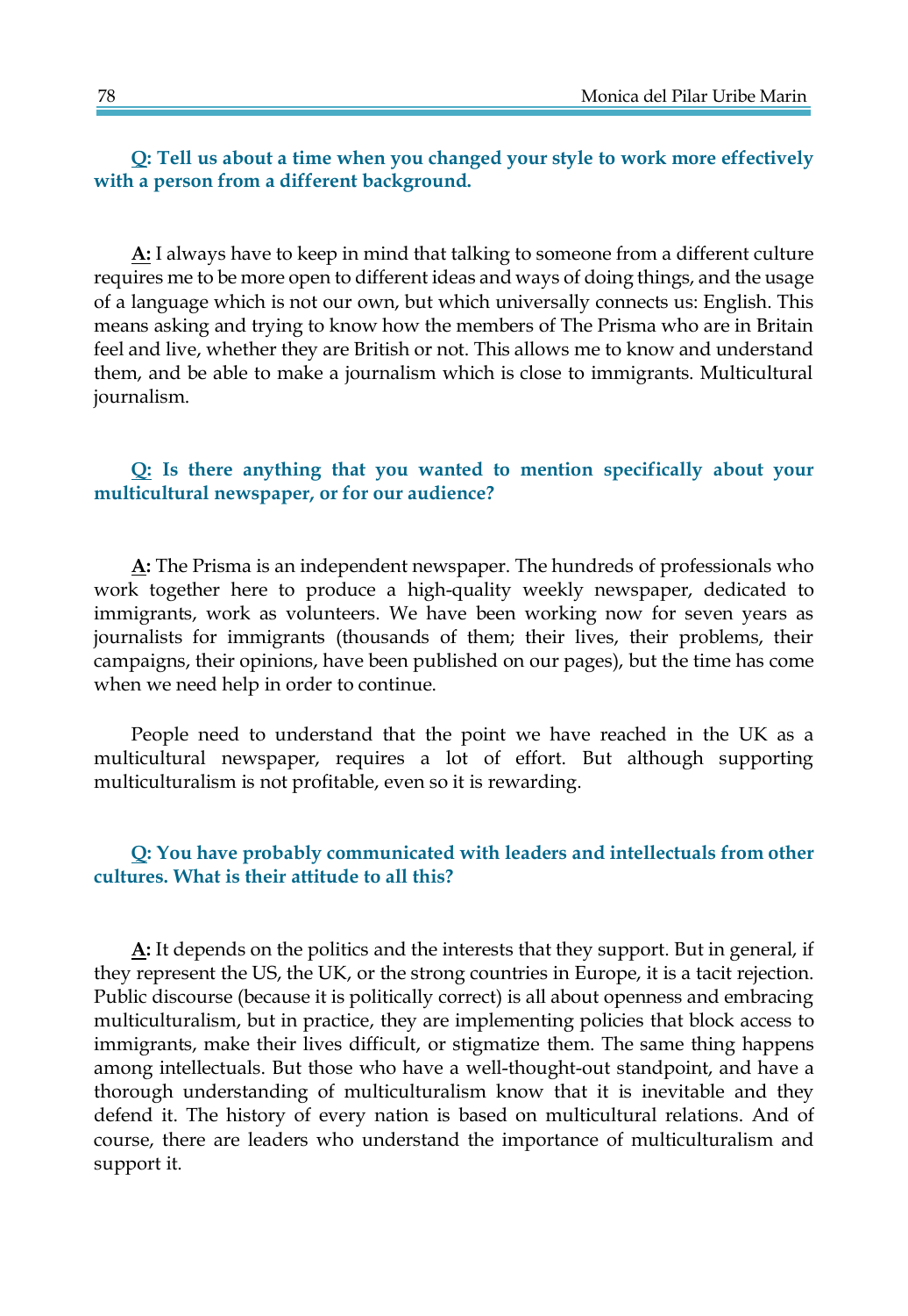**Q: Tell us about a time when you changed your style to work more effectively with a person from a different background.**

**A:** I always have to keep in mind that talking to someone from a different culture requires me to be more open to different ideas and ways of doing things, and the usage of a language which is not our own, but which universally connects us: English. This means asking and trying to know how the members of The Prisma who are in Britain feel and live, whether they are British or not. This allows me to know and understand them, and be able to make a journalism which is close to immigrants. Multicultural journalism.

**Q: Is there anything that you wanted to mention specifically about your multicultural newspaper, or for our audience?**

**A:** The Prisma is an independent newspaper. The hundreds of professionals who work together here to produce a high-quality weekly newspaper, dedicated to immigrants, work as volunteers. We have been working now for seven years as journalists for immigrants (thousands of them; their lives, their problems, their campaigns, their opinions, have been published on our pages), but the time has come when we need help in order to continue.

People need to understand that the point we have reached in the UK as a multicultural newspaper, requires a lot of effort. But although supporting multiculturalism is not profitable, even so it is rewarding.

**Q: You have probably communicated with leaders and intellectuals from other cultures. What is their attitude to all this?**

**A:** It depends on the politics and the interests that they support. But in general, if they represent the US, the UK, or the strong countries in Europe, it is a tacit rejection. Public discourse (because it is politically correct) is all about openness and embracing multiculturalism, but in practice, they are implementing policies that block access to immigrants, make their lives difficult, or stigmatize them. The same thing happens among intellectuals. But those who have a well-thought-out standpoint, and have a thorough understanding of multiculturalism know that it is inevitable and they defend it. The history of every nation is based on multicultural relations. And of course, there are leaders who understand the importance of multiculturalism and support it.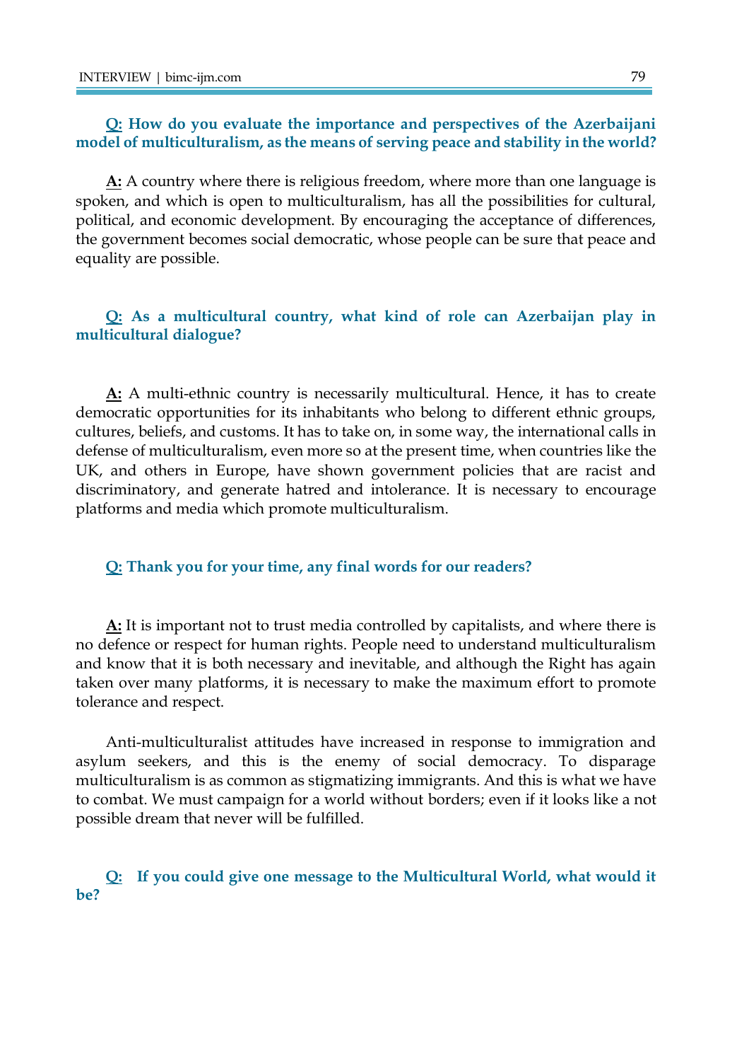**<u>Q:</u> How do you evaluate the importance and perspectives of the Azerbaijani model of multiculturalism, as the means of serving peace and stability in the world?**

**<u>A:</u>** A country where there is religious freedom, where more than one language is spoken, and which is open to multiculturalism, has all the possibilities for cultural, political, and economic development. By encouraging the acceptance of differences, the government becomes social democratic, whose people can be sure that peace and equality are possible.

**<u>Q:</u> As a multicultural country, what kind of role can Azerbaijan play in multicultural dialogue?**

**<u>A:</u>** A multi-ethnic country is necessarily multicultural. Hence, it has to create democratic opportunities for its inhabitants who belong to different ethnic groups, cultures, beliefs, and customs. It has to take on, in some way, the international calls in defense of multiculturalism, even more so at the present time, when countries like the UK, and others in Europe, have shown government policies that are racist and discriminatory, and generate hatred and intolerance. It is necessary to encourage platforms and media which promote multiculturalism.

**<u>Q:</u> Thank you for your time, any final words for our readers?**

**<u>A:</u>** It is important not to trust media controlled by capitalists, and where there is no defence or respect for human rights. People need to understand multiculturalism and know that it is both necessary and inevitable, and although the Right has again taken over many platforms, it is necessary to make the maximum effort to promote tolerance and respect.

Anti-multiculturalist attitudes have increased in response to immigration and asylum seekers, and this is the enemy of social democracy. To disparage multiculturalism is as common as stigmatizing immigrants. And this is what we have to combat. We must campaign for a world without borders; even if it looks like a not possible dream that never will be fulfilled.

**<u>Q:</u> If you could give one message to the Multicultural World, what would it be?**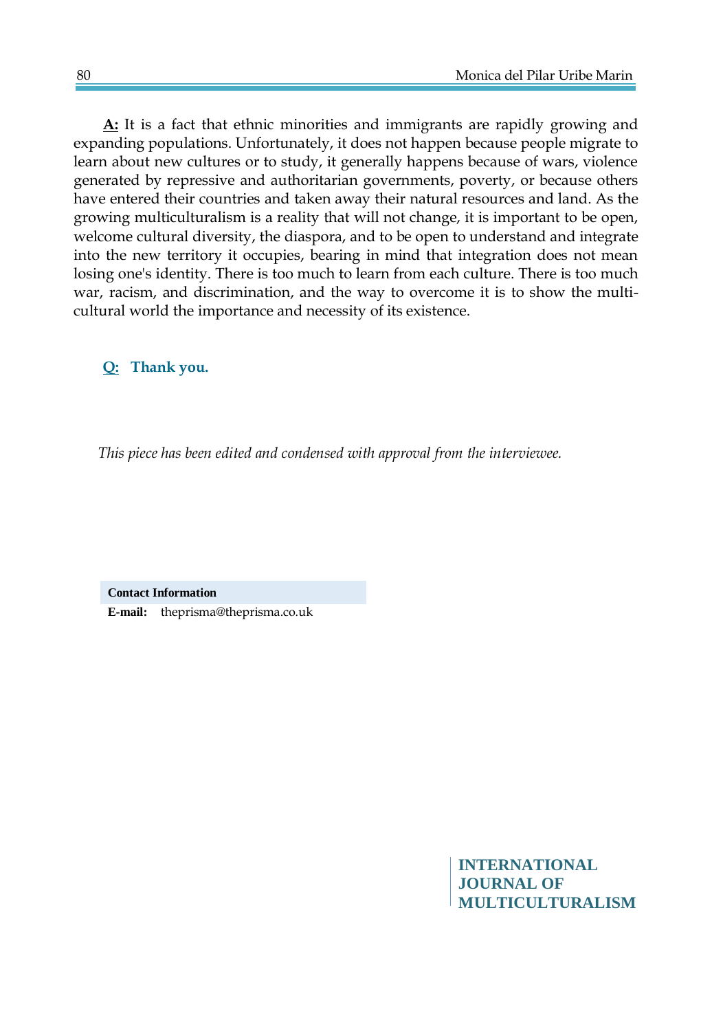**A:** It is a fact that ethnic minorities and immigrants are rapidly growing and expanding populations. Unfortunately, it does not happen because people migrate to learn about new cultures or to study, it generally happens because of wars, violence generated by repressive and authoritarian governments, poverty, or because others have entered their countries and taken away their natural resources and land. As the growing multiculturalism is a reality that will not change, it is important to be open, welcome cultural diversity, the diaspora, and to be open to understand and integrate into the new territory it occupies, bearing in mind that integration does not mean losing one's identity. There is too much to learn from each culture. There is too much war, racism, and discrimination, and the way to overcome it is to show the multi-cultural world the importance and necessity of its existence.

**Q: Thank you.**

*This piece has been edited and condensed with approval from the interviewee.*

**Contact Information**

**E-mail:** theprisma@theprisma.co.uk